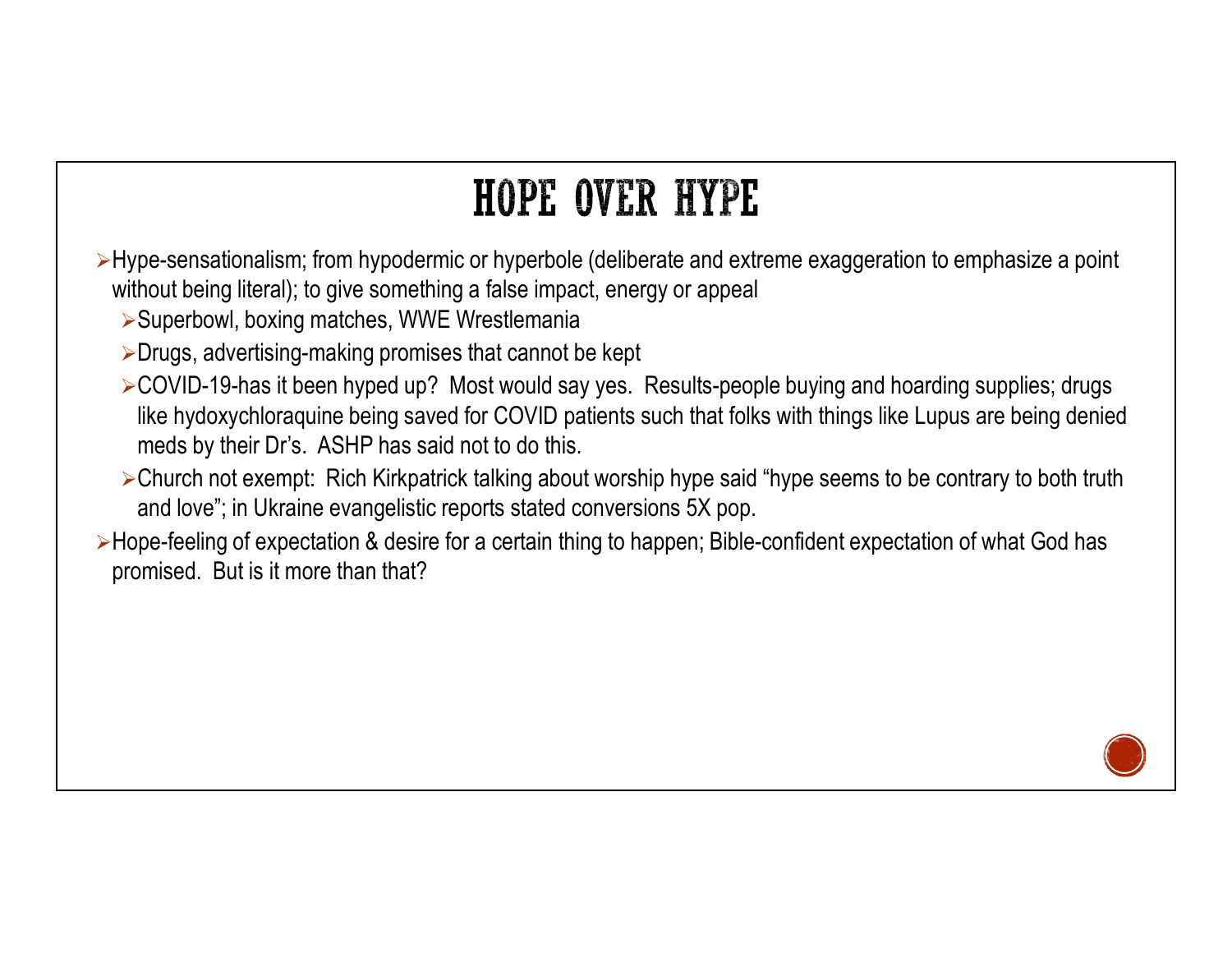# HOPE OVER HYPE

- Hype-sensationalism; from hypodermic or hyperbole (deliberate and extreme exaggeration to emphasize a point without being literal); to give something a false impact, energy or appeal
  - Superbowl, boxing matches, WWE Wrestlemania
  - Drugs, advertising-making promises that cannot be kept
  - COVID-19-has it been hyped up? Most would say yes. Results-people buying and hoarding supplies; drugs like hydoxychloraquine being saved for COVID patients such that folks with things like Lupus are being denied meds by their Dr's. ASHP has said not to do this.
  - Church not exempt: Rich Kirkpatrick talking about worship hype said "hype seems to be contrary to both truth and love"; in Ukraine evangelistic reports stated conversions 5X pop.
- Hope-feeling of expectation & desire for a certain thing to happen; Bible-confident expectation of what God has promised. But is it more than that?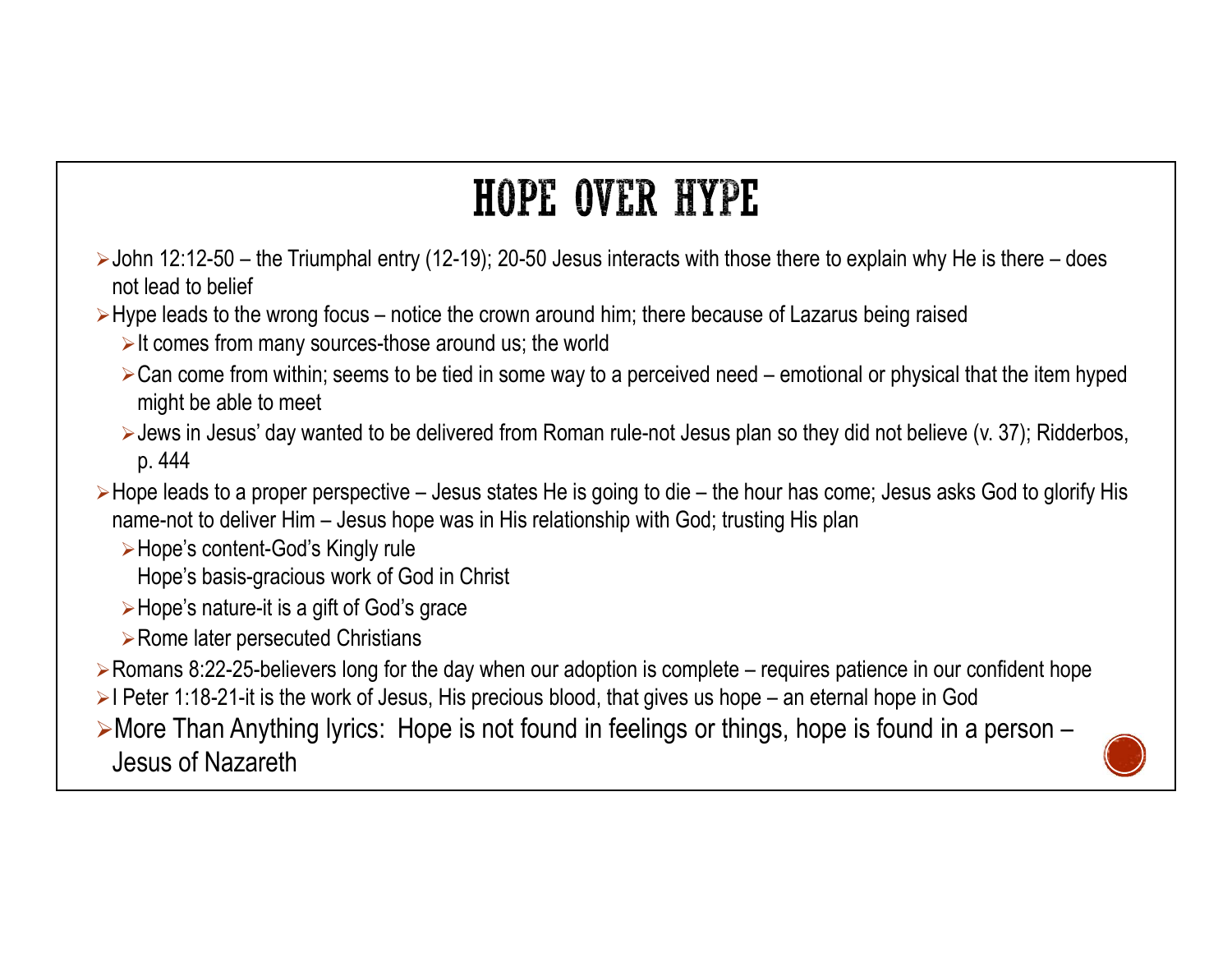# HOPE OVER HYPE

- John 12:12-50 – the Triumphal entry (12-19); 20-50 Jesus interacts with those there to explain why He is there – does not lead to belief
- Hype leads to the wrong focus – notice the crown around him; there because of Lazarus being raised
  - It comes from many sources-those around us; the world
  - Can come from within; seems to be tied in some way to a perceived need – emotional or physical that the item hyped might be able to meet
  - Jews in Jesus' day wanted to be delivered from Roman rule-not Jesus plan so they did not believe (v. 37); Ridderbos, p. 444
- Hope leads to a proper perspective – Jesus states He is going to die – the hour has come; Jesus asks God to glorify His name-not to deliver Him – Jesus hope was in His relationship with God; trusting His plan
  - Hope's content-God's Kingly rule
    Hope's basis-gracious work of God in Christ
  - Hope's nature-it is a gift of God's grace
  - Rome later persecuted Christians
- Romans 8:22-25-believers long for the day when our adoption is complete – requires patience in our confident hope
- I Peter 1:18-21-it is the work of Jesus, His precious blood, that gives us hope – an eternal hope in God
- More Than Anything lyrics: Hope is not found in feelings or things, hope is found in a person – Jesus of Nazareth